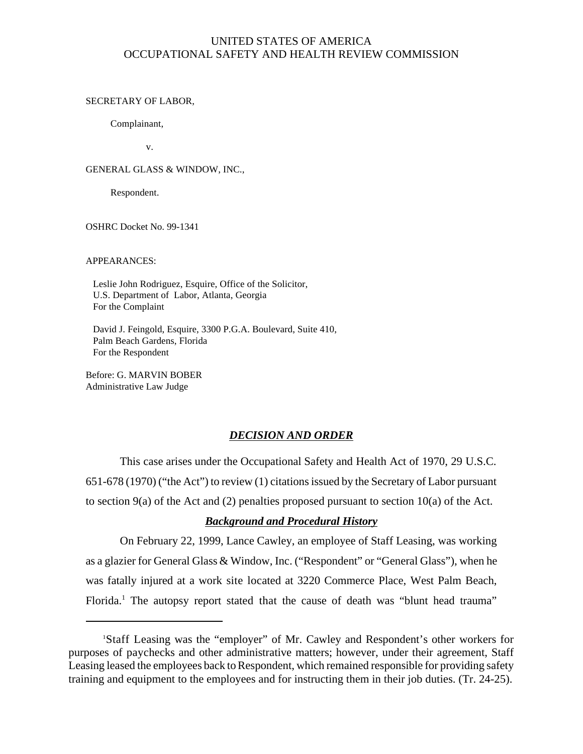# UNITED STATES OF AMERICA
# OCCUPATIONAL SAFETY AND HEALTH REVIEW COMMISSION

SECRETARY OF LABOR,

Complainant,

v.

GENERAL GLASS & WINDOW, INC.,

Respondent.

OSHRC Docket No. 99-1341

APPEARANCES:

Leslie John Rodriguez, Esquire, Office of the Solicitor,
U.S. Department of Labor, Atlanta, Georgia
For the Complaint

David J. Feingold, Esquire, 3300 P.G.A. Boulevard, Suite 410,
Palm Beach Gardens, Florida
For the Respondent

Before: G. MARVIN BOBER
Administrative Law Judge

## ***DECISION AND ORDER***

This case arises under the Occupational Safety and Health Act of 1970, 29 U.S.C. 651-678 (1970) ("the Act") to review (1) citations issued by the Secretary of Labor pursuant to section 9(a) of the Act and (2) penalties proposed pursuant to section 10(a) of the Act.

### ***Background and Procedural History***

On February 22, 1999, Lance Cawley, an employee of Staff Leasing, was working as a glazier for General Glass & Window, Inc. ("Respondent" or "General Glass"), when he was fatally injured at a work site located at 3220 Commerce Place, West Palm Beach, Florida.[1] The autopsy report stated that the cause of death was "blunt head trauma"

---

[1]Staff Leasing was the "employer" of Mr. Cawley and Respondent's other workers for purposes of paychecks and other administrative matters; however, under their agreement, Staff Leasing leased the employees back to Respondent, which remained responsible for providing safety training and equipment to the employees and for instructing them in their job duties. (Tr. 24-25).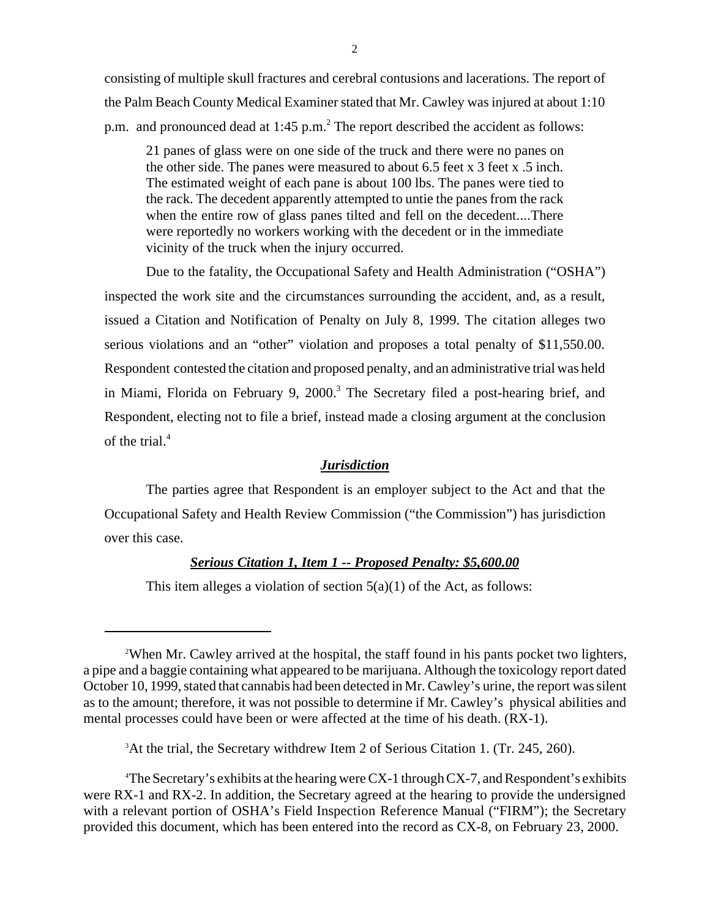consisting of multiple skull fractures and cerebral contusions and lacerations. The report of the Palm Beach County Medical Examiner stated that Mr. Cawley was injured at about 1:10 p.m. and pronounced dead at 1:45 p.m.[2] The report described the accident as follows:

> 21 panes of glass were on one side of the truck and there were no panes on the other side. The panes were measured to about 6.5 feet x 3 feet x .5 inch. The estimated weight of each pane is about 100 lbs. The panes were tied to the rack. The decedent apparently attempted to untie the panes from the rack when the entire row of glass panes tilted and fell on the decedent....There were reportedly no workers working with the decedent or in the immediate vicinity of the truck when the injury occurred.

Due to the fatality, the Occupational Safety and Health Administration ("OSHA") inspected the work site and the circumstances surrounding the accident, and, as a result, issued a Citation and Notification of Penalty on July 8, 1999. The citation alleges two serious violations and an "other" violation and proposes a total penalty of $11,550.00. Respondent contested the citation and proposed penalty, and an administrative trial was held in Miami, Florida on February 9, 2000.[3] The Secretary filed a post-hearing brief, and Respondent, electing not to file a brief, instead made a closing argument at the conclusion of the trial.[4]

***Jurisdiction***

The parties agree that Respondent is an employer subject to the Act and that the Occupational Safety and Health Review Commission ("the Commission") has jurisdiction over this case.

***Serious Citation 1, Item 1 -- Proposed Penalty: $5,600.00***

This item alleges a violation of section 5(a)(1) of the Act, as follows:

---

[2]When Mr. Cawley arrived at the hospital, the staff found in his pants pocket two lighters, a pipe and a baggie containing what appeared to be marijuana. Although the toxicology report dated October 10, 1999, stated that cannabis had been detected in Mr. Cawley's urine, the report was silent as to the amount; therefore, it was not possible to determine if Mr. Cawley's physical abilities and mental processes could have been or were affected at the time of his death. (RX-1).

[3]At the trial, the Secretary withdrew Item 2 of Serious Citation 1. (Tr. 245, 260).

[4]The Secretary's exhibits at the hearing were CX-1 through CX-7, and Respondent's exhibits were RX-1 and RX-2. In addition, the Secretary agreed at the hearing to provide the undersigned with a relevant portion of OSHA's Field Inspection Reference Manual ("FIRM"); the Secretary provided this document, which has been entered into the record as CX-8, on February 23, 2000.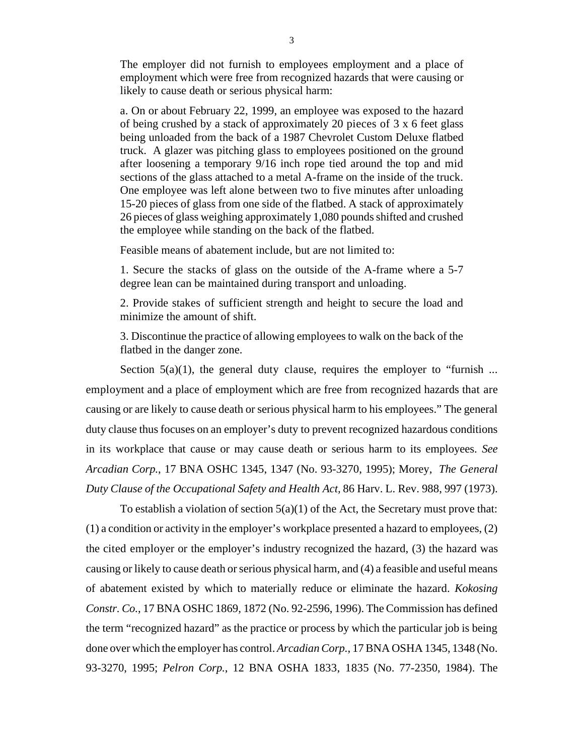> The employer did not furnish to employees employment and a place of employment which were free from recognized hazards that were causing or likely to cause death or serious physical harm:
>
> a. On or about February 22, 1999, an employee was exposed to the hazard of being crushed by a stack of approximately 20 pieces of 3 x 6 feet glass being unloaded from the back of a 1987 Chevrolet Custom Deluxe flatbed truck. A glazer was pitching glass to employees positioned on the ground after loosening a temporary 9/16 inch rope tied around the top and mid sections of the glass attached to a metal A-frame on the inside of the truck. One employee was left alone between two to five minutes after unloading 15-20 pieces of glass from one side of the flatbed. A stack of approximately 26 pieces of glass weighing approximately 1,080 pounds shifted and crushed the employee while standing on the back of the flatbed.
>
> Feasible means of abatement include, but are not limited to:
>
> 1. Secure the stacks of glass on the outside of the A-frame where a 5-7 degree lean can be maintained during transport and unloading.
>
> 2. Provide stakes of sufficient strength and height to secure the load and minimize the amount of shift.
>
> 3. Discontinue the practice of allowing employees to walk on the back of the flatbed in the danger zone.

Section 5(a)(1), the general duty clause, requires the employer to "furnish ... employment and a place of employment which are free from recognized hazards that are causing or are likely to cause death or serious physical harm to his employees." The general duty clause thus focuses on an employer's duty to prevent recognized hazardous conditions in its workplace that cause or may cause death or serious harm to its employees. *See Arcadian Corp.*, 17 BNA OSHC 1345, 1347 (No. 93-3270, 1995); Morey, *The General Duty Clause of the Occupational Safety and Health Act*, 86 Harv. L. Rev. 988, 997 (1973).

To establish a violation of section 5(a)(1) of the Act, the Secretary must prove that: (1) a condition or activity in the employer's workplace presented a hazard to employees, (2) the cited employer or the employer's industry recognized the hazard, (3) the hazard was causing or likely to cause death or serious physical harm, and (4) a feasible and useful means of abatement existed by which to materially reduce or eliminate the hazard. *Kokosing Constr. Co.*, 17 BNA OSHC 1869, 1872 (No. 92-2596, 1996). The Commission has defined the term "recognized hazard" as the practice or process by which the particular job is being done over which the employer has control. *Arcadian Corp.*, 17 BNA OSHA 1345, 1348 (No. 93-3270, 1995; *Pelron Corp.*, 12 BNA OSHA 1833, 1835 (No. 77-2350, 1984). The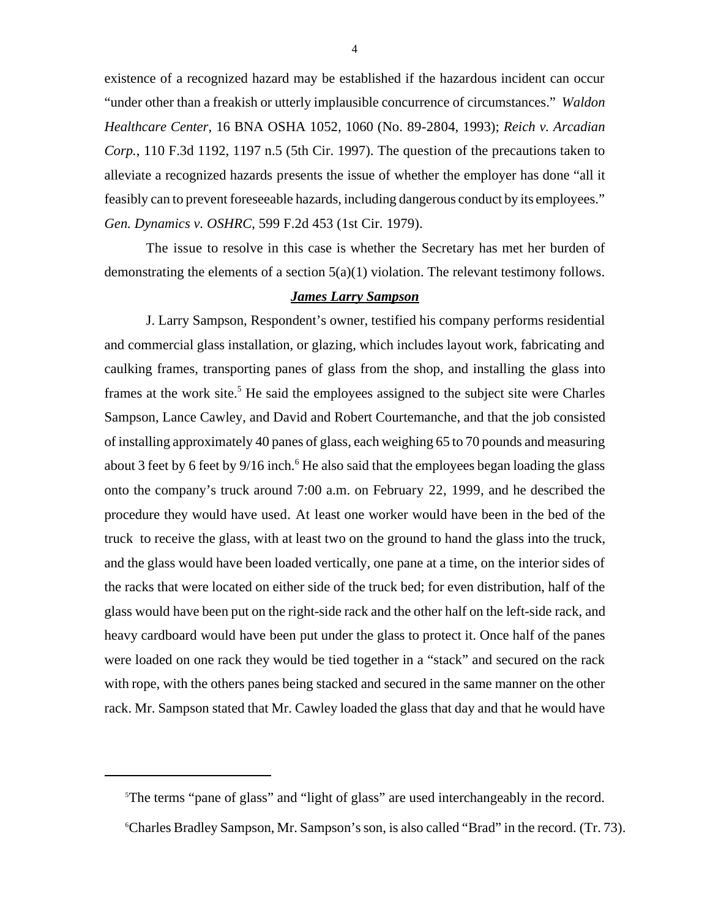existence of a recognized hazard may be established if the hazardous incident can occur "under other than a freakish or utterly implausible concurrence of circumstances." *Waldon Healthcare Center*, 16 BNA OSHA 1052, 1060 (No. 89-2804, 1993); *Reich v. Arcadian Corp.*, 110 F.3d 1192, 1197 n.5 (5th Cir. 1997). The question of the precautions taken to alleviate a recognized hazards presents the issue of whether the employer has done "all it feasibly can to prevent foreseeable hazards, including dangerous conduct by its employees." *Gen. Dynamics v. OSHRC*, 599 F.2d 453 (1st Cir. 1979).

The issue to resolve in this case is whether the Secretary has met her burden of demonstrating the elements of a section 5(a)(1) violation. The relevant testimony follows.

## ***James Larry Sampson***

J. Larry Sampson, Respondent's owner, testified his company performs residential and commercial glass installation, or glazing, which includes layout work, fabricating and caulking frames, transporting panes of glass from the shop, and installing the glass into frames at the work site.[5] He said the employees assigned to the subject site were Charles Sampson, Lance Cawley, and David and Robert Courtemanche, and that the job consisted of installing approximately 40 panes of glass, each weighing 65 to 70 pounds and measuring about 3 feet by 6 feet by 9/16 inch.[6] He also said that the employees began loading the glass onto the company's truck around 7:00 a.m. on February 22, 1999, and he described the procedure they would have used. At least one worker would have been in the bed of the truck to receive the glass, with at least two on the ground to hand the glass into the truck, and the glass would have been loaded vertically, one pane at a time, on the interior sides of the racks that were located on either side of the truck bed; for even distribution, half of the glass would have been put on the right-side rack and the other half on the left-side rack, and heavy cardboard would have been put under the glass to protect it. Once half of the panes were loaded on one rack they would be tied together in a "stack" and secured on the rack with rope, with the others panes being stacked and secured in the same manner on the other rack. Mr. Sampson stated that Mr. Cawley loaded the glass that day and that he would have

---

[5]The terms "pane of glass" and "light of glass" are used interchangeably in the record.

[6]Charles Bradley Sampson, Mr. Sampson's son, is also called "Brad" in the record. (Tr. 73).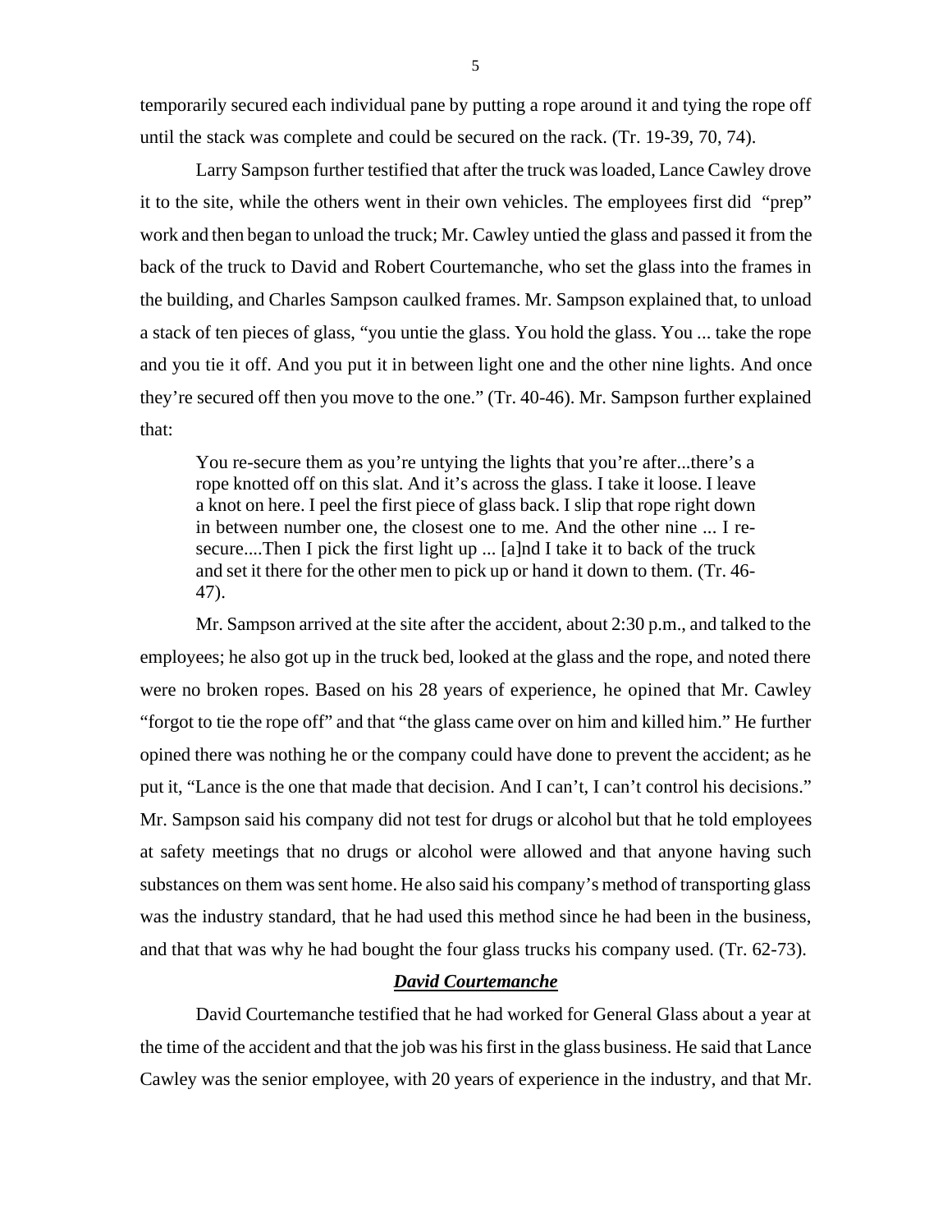temporarily secured each individual pane by putting a rope around it and tying the rope off until the stack was complete and could be secured on the rack. (Tr. 19-39, 70, 74).

Larry Sampson further testified that after the truck was loaded, Lance Cawley drove it to the site, while the others went in their own vehicles. The employees first did "prep" work and then began to unload the truck; Mr. Cawley untied the glass and passed it from the back of the truck to David and Robert Courtemanche, who set the glass into the frames in the building, and Charles Sampson caulked frames. Mr. Sampson explained that, to unload a stack of ten pieces of glass, "you untie the glass. You hold the glass. You ... take the rope and you tie it off. And you put it in between light one and the other nine lights. And once they're secured off then you move to the one." (Tr. 40-46). Mr. Sampson further explained that:

> You re-secure them as you're untying the lights that you're after...there's a rope knotted off on this slat. And it's across the glass. I take it loose. I leave a knot on here. I peel the first piece of glass back. I slip that rope right down in between number one, the closest one to me. And the other nine ... I re-secure....Then I pick the first light up ... [a]nd I take it to back of the truck and set it there for the other men to pick up or hand it down to them. (Tr. 46-47).

Mr. Sampson arrived at the site after the accident, about 2:30 p.m., and talked to the employees; he also got up in the truck bed, looked at the glass and the rope, and noted there were no broken ropes. Based on his 28 years of experience, he opined that Mr. Cawley "forgot to tie the rope off" and that "the glass came over on him and killed him." He further opined there was nothing he or the company could have done to prevent the accident; as he put it, "Lance is the one that made that decision. And I can't, I can't control his decisions." Mr. Sampson said his company did not test for drugs or alcohol but that he told employees at safety meetings that no drugs or alcohol were allowed and that anyone having such substances on them was sent home. He also said his company's method of transporting glass was the industry standard, that he had used this method since he had been in the business, and that that was why he had bought the four glass trucks his company used. (Tr. 62-73).

### ***David Courtemanche***

David Courtemanche testified that he had worked for General Glass about a year at the time of the accident and that the job was his first in the glass business. He said that Lance Cawley was the senior employee, with 20 years of experience in the industry, and that Mr.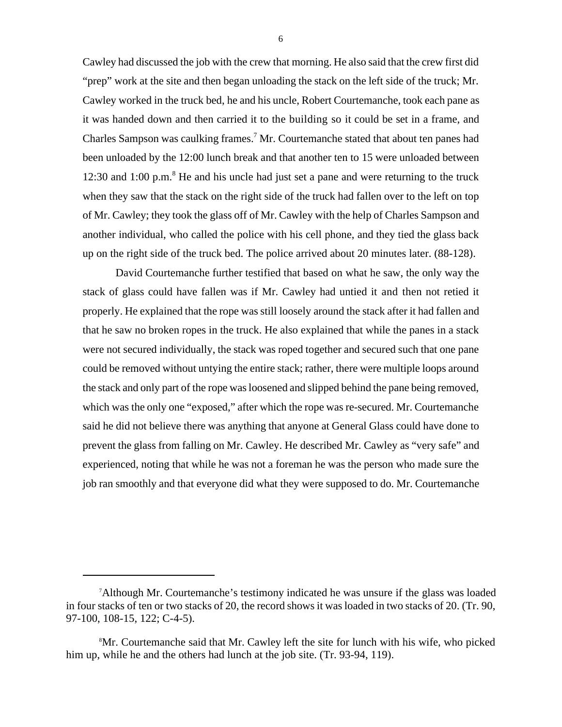Cawley had discussed the job with the crew that morning. He also said that the crew first did "prep" work at the site and then began unloading the stack on the left side of the truck; Mr. Cawley worked in the truck bed, he and his uncle, Robert Courtemanche, took each pane as it was handed down and then carried it to the building so it could be set in a frame, and Charles Sampson was caulking frames.[7] Mr. Courtemanche stated that about ten panes had been unloaded by the 12:00 lunch break and that another ten to 15 were unloaded between 12:30 and 1:00 p.m.[8] He and his uncle had just set a pane and were returning to the truck when they saw that the stack on the right side of the truck had fallen over to the left on top of Mr. Cawley; they took the glass off of Mr. Cawley with the help of Charles Sampson and another individual, who called the police with his cell phone, and they tied the glass back up on the right side of the truck bed. The police arrived about 20 minutes later. (88-128).

David Courtemanche further testified that based on what he saw, the only way the stack of glass could have fallen was if Mr. Cawley had untied it and then not retied it properly. He explained that the rope was still loosely around the stack after it had fallen and that he saw no broken ropes in the truck. He also explained that while the panes in a stack were not secured individually, the stack was roped together and secured such that one pane could be removed without untying the entire stack; rather, there were multiple loops around the stack and only part of the rope was loosened and slipped behind the pane being removed, which was the only one "exposed," after which the rope was re-secured. Mr. Courtemanche said he did not believe there was anything that anyone at General Glass could have done to prevent the glass from falling on Mr. Cawley. He described Mr. Cawley as "very safe" and experienced, noting that while he was not a foreman he was the person who made sure the job ran smoothly and that everyone did what they were supposed to do. Mr. Courtemanche

---

[7] Although Mr. Courtemanche's testimony indicated he was unsure if the glass was loaded in four stacks of ten or two stacks of 20, the record shows it was loaded in two stacks of 20. (Tr. 90, 97-100, 108-15, 122; C-4-5).

[8] Mr. Courtemanche said that Mr. Cawley left the site for lunch with his wife, who picked him up, while he and the others had lunch at the job site. (Tr. 93-94, 119).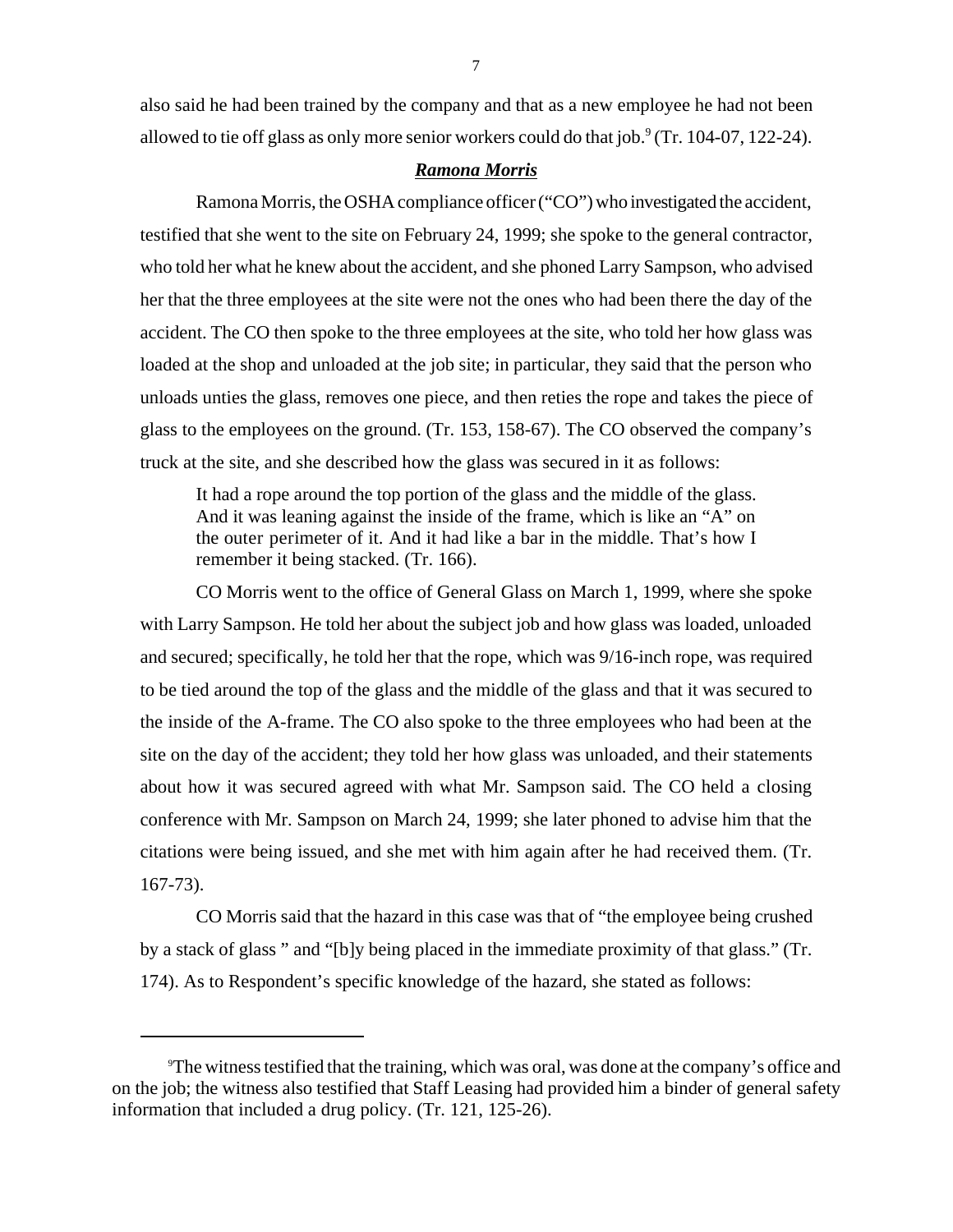also said he had been trained by the company and that as a new employee he had not been allowed to tie off glass as only more senior workers could do that job.[9] (Tr. 104-07, 122-24).

***Ramona Morris***

Ramona Morris, the OSHA compliance officer ("CO") who investigated the accident, testified that she went to the site on February 24, 1999; she spoke to the general contractor, who told her what he knew about the accident, and she phoned Larry Sampson, who advised her that the three employees at the site were not the ones who had been there the day of the accident. The CO then spoke to the three employees at the site, who told her how glass was loaded at the shop and unloaded at the job site; in particular, they said that the person who unloads unties the glass, removes one piece, and then reties the rope and takes the piece of glass to the employees on the ground. (Tr. 153, 158-67). The CO observed the company's truck at the site, and she described how the glass was secured in it as follows:

> It had a rope around the top portion of the glass and the middle of the glass. And it was leaning against the inside of the frame, which is like an "A" on the outer perimeter of it. And it had like a bar in the middle. That's how I remember it being stacked. (Tr. 166).

CO Morris went to the office of General Glass on March 1, 1999, where she spoke with Larry Sampson. He told her about the subject job and how glass was loaded, unloaded and secured; specifically, he told her that the rope, which was 9/16-inch rope, was required to be tied around the top of the glass and the middle of the glass and that it was secured to the inside of the A-frame. The CO also spoke to the three employees who had been at the site on the day of the accident; they told her how glass was unloaded, and their statements about how it was secured agreed with what Mr. Sampson said. The CO held a closing conference with Mr. Sampson on March 24, 1999; she later phoned to advise him that the citations were being issued, and she met with him again after he had received them. (Tr. 167-73).

CO Morris said that the hazard in this case was that of "the employee being crushed by a stack of glass " and "[b]y being placed in the immediate proximity of that glass." (Tr. 174). As to Respondent's specific knowledge of the hazard, she stated as follows:

---

[9] The witness testified that the training, which was oral, was done at the company's office and on the job; the witness also testified that Staff Leasing had provided him a binder of general safety information that included a drug policy. (Tr. 121, 125-26).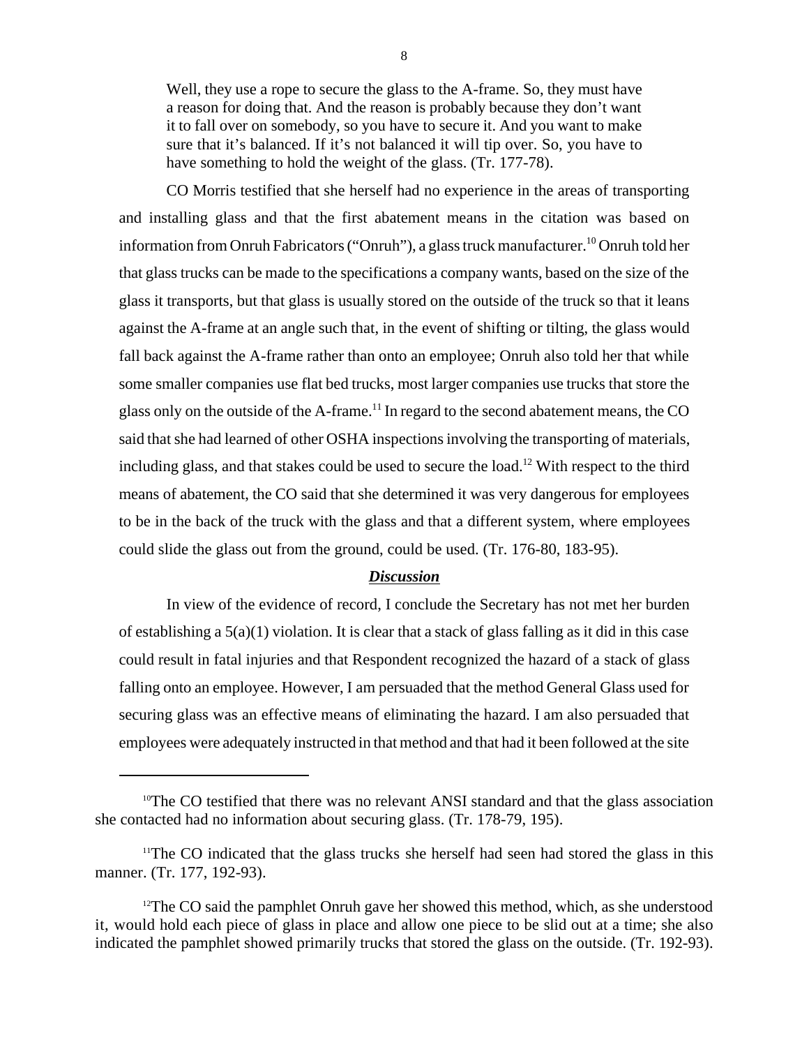> Well, they use a rope to secure the glass to the A-frame. So, they must have a reason for doing that. And the reason is probably because they don't want it to fall over on somebody, so you have to secure it. And you want to make sure that it's balanced. If it's not balanced it will tip over. So, you have to have something to hold the weight of the glass. (Tr. 177-78).

CO Morris testified that she herself had no experience in the areas of transporting and installing glass and that the first abatement means in the citation was based on information from Onruh Fabricators ("Onruh"), a glass truck manufacturer.[10] Onruh told her that glass trucks can be made to the specifications a company wants, based on the size of the glass it transports, but that glass is usually stored on the outside of the truck so that it leans against the A-frame at an angle such that, in the event of shifting or tilting, the glass would fall back against the A-frame rather than onto an employee; Onruh also told her that while some smaller companies use flat bed trucks, most larger companies use trucks that store the glass only on the outside of the A-frame.[11] In regard to the second abatement means, the CO said that she had learned of other OSHA inspections involving the transporting of materials, including glass, and that stakes could be used to secure the load.[12] With respect to the third means of abatement, the CO said that she determined it was very dangerous for employees to be in the back of the truck with the glass and that a different system, where employees could slide the glass out from the ground, could be used. (Tr. 176-80, 183-95).

***Discussion***

In view of the evidence of record, I conclude the Secretary has not met her burden of establishing a 5(a)(1) violation. It is clear that a stack of glass falling as it did in this case could result in fatal injuries and that Respondent recognized the hazard of a stack of glass falling onto an employee. However, I am persuaded that the method General Glass used for securing glass was an effective means of eliminating the hazard. I am also persuaded that employees were adequately instructed in that method and that had it been followed at the site

---

[10] The CO testified that there was no relevant ANSI standard and that the glass association she contacted had no information about securing glass. (Tr. 178-79, 195).

[11] The CO indicated that the glass trucks she herself had seen had stored the glass in this manner. (Tr. 177, 192-93).

[12] The CO said the pamphlet Onruh gave her showed this method, which, as she understood it, would hold each piece of glass in place and allow one piece to be slid out at a time; she also indicated the pamphlet showed primarily trucks that stored the glass on the outside. (Tr. 192-93).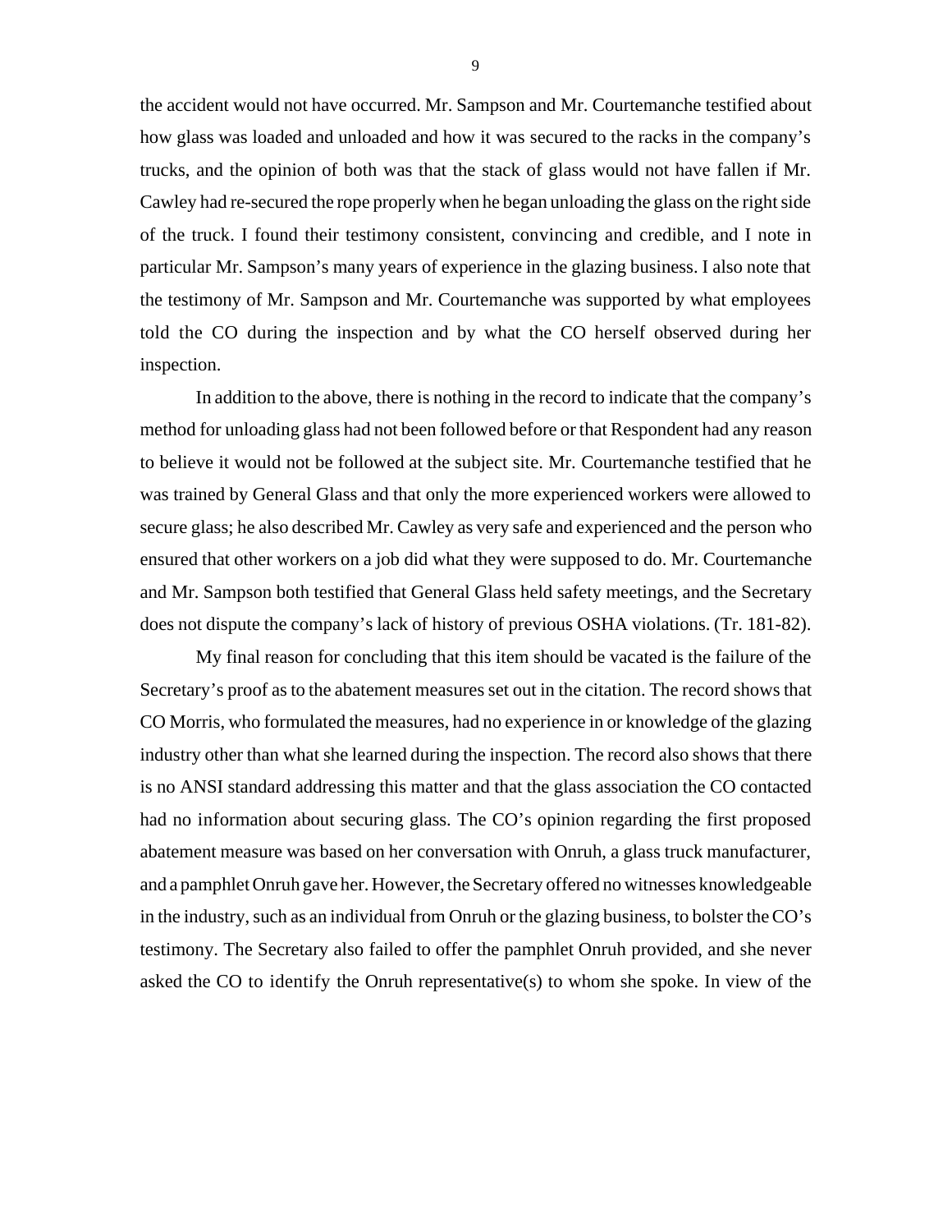the accident would not have occurred. Mr. Sampson and Mr. Courtemanche testified about how glass was loaded and unloaded and how it was secured to the racks in the company's trucks, and the opinion of both was that the stack of glass would not have fallen if Mr. Cawley had re-secured the rope properly when he began unloading the glass on the right side of the truck. I found their testimony consistent, convincing and credible, and I note in particular Mr. Sampson's many years of experience in the glazing business. I also note that the testimony of Mr. Sampson and Mr. Courtemanche was supported by what employees told the CO during the inspection and by what the CO herself observed during her inspection.

In addition to the above, there is nothing in the record to indicate that the company's method for unloading glass had not been followed before or that Respondent had any reason to believe it would not be followed at the subject site. Mr. Courtemanche testified that he was trained by General Glass and that only the more experienced workers were allowed to secure glass; he also described Mr. Cawley as very safe and experienced and the person who ensured that other workers on a job did what they were supposed to do. Mr. Courtemanche and Mr. Sampson both testified that General Glass held safety meetings, and the Secretary does not dispute the company's lack of history of previous OSHA violations. (Tr. 181-82).

My final reason for concluding that this item should be vacated is the failure of the Secretary's proof as to the abatement measures set out in the citation. The record shows that CO Morris, who formulated the measures, had no experience in or knowledge of the glazing industry other than what she learned during the inspection. The record also shows that there is no ANSI standard addressing this matter and that the glass association the CO contacted had no information about securing glass. The CO's opinion regarding the first proposed abatement measure was based on her conversation with Onruh, a glass truck manufacturer, and a pamphlet Onruh gave her. However, the Secretary offered no witnesses knowledgeable in the industry, such as an individual from Onruh or the glazing business, to bolster the CO's testimony. The Secretary also failed to offer the pamphlet Onruh provided, and she never asked the CO to identify the Onruh representative(s) to whom she spoke. In view of the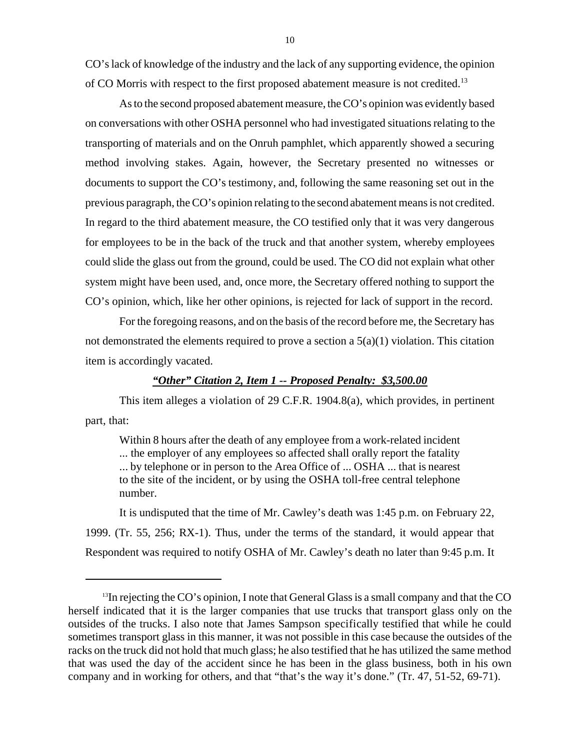CO's lack of knowledge of the industry and the lack of any supporting evidence, the opinion of CO Morris with respect to the first proposed abatement measure is not credited.[13]

As to the second proposed abatement measure, the CO's opinion was evidently based on conversations with other OSHA personnel who had investigated situations relating to the transporting of materials and on the Onruh pamphlet, which apparently showed a securing method involving stakes. Again, however, the Secretary presented no witnesses or documents to support the CO's testimony, and, following the same reasoning set out in the previous paragraph, the CO's opinion relating to the second abatement means is not credited. In regard to the third abatement measure, the CO testified only that it was very dangerous for employees to be in the back of the truck and that another system, whereby employees could slide the glass out from the ground, could be used. The CO did not explain what other system might have been used, and, once more, the Secretary offered nothing to support the CO's opinion, which, like her other opinions, is rejected for lack of support in the record.

For the foregoing reasons, and on the basis of the record before me, the Secretary has not demonstrated the elements required to prove a section a 5(a)(1) violation. This citation item is accordingly vacated.

***"Other" Citation 2, Item 1 -- Proposed Penalty: $3,500.00***

This item alleges a violation of 29 C.F.R. 1904.8(a), which provides, in pertinent part, that:

> Within 8 hours after the death of any employee from a work-related incident ... the employer of any employees so affected shall orally report the fatality ... by telephone or in person to the Area Office of ... OSHA ... that is nearest to the site of the incident, or by using the OSHA toll-free central telephone number.

It is undisputed that the time of Mr. Cawley's death was 1:45 p.m. on February 22, 1999. (Tr. 55, 256; RX-1). Thus, under the terms of the standard, it would appear that Respondent was required to notify OSHA of Mr. Cawley's death no later than 9:45 p.m. It

---

[13] In rejecting the CO's opinion, I note that General Glass is a small company and that the CO herself indicated that it is the larger companies that use trucks that transport glass only on the outsides of the trucks. I also note that James Sampson specifically testified that while he could sometimes transport glass in this manner, it was not possible in this case because the outsides of the racks on the truck did not hold that much glass; he also testified that he has utilized the same method that was used the day of the accident since he has been in the glass business, both in his own company and in working for others, and that "that's the way it's done." (Tr. 47, 51-52, 69-71).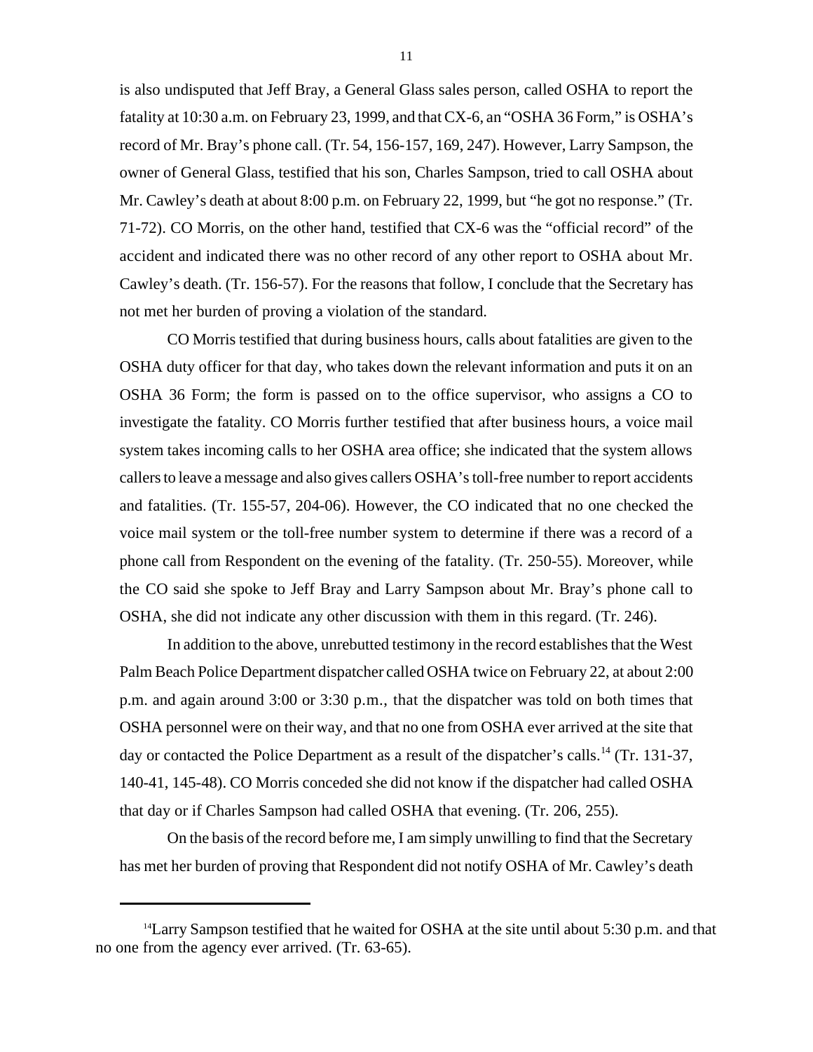is also undisputed that Jeff Bray, a General Glass sales person, called OSHA to report the fatality at 10:30 a.m. on February 23, 1999, and that CX-6, an "OSHA 36 Form," is OSHA's record of Mr. Bray's phone call. (Tr. 54, 156-157, 169, 247). However, Larry Sampson, the owner of General Glass, testified that his son, Charles Sampson, tried to call OSHA about Mr. Cawley's death at about 8:00 p.m. on February 22, 1999, but "he got no response." (Tr. 71-72). CO Morris, on the other hand, testified that CX-6 was the "official record" of the accident and indicated there was no other record of any other report to OSHA about Mr. Cawley's death. (Tr. 156-57). For the reasons that follow, I conclude that the Secretary has not met her burden of proving a violation of the standard.

CO Morris testified that during business hours, calls about fatalities are given to the OSHA duty officer for that day, who takes down the relevant information and puts it on an OSHA 36 Form; the form is passed on to the office supervisor, who assigns a CO to investigate the fatality. CO Morris further testified that after business hours, a voice mail system takes incoming calls to her OSHA area office; she indicated that the system allows callers to leave a message and also gives callers OSHA's toll-free number to report accidents and fatalities. (Tr. 155-57, 204-06). However, the CO indicated that no one checked the voice mail system or the toll-free number system to determine if there was a record of a phone call from Respondent on the evening of the fatality. (Tr. 250-55). Moreover, while the CO said she spoke to Jeff Bray and Larry Sampson about Mr. Bray's phone call to OSHA, she did not indicate any other discussion with them in this regard. (Tr. 246).

In addition to the above, unrebutted testimony in the record establishes that the West Palm Beach Police Department dispatcher called OSHA twice on February 22, at about 2:00 p.m. and again around 3:00 or 3:30 p.m., that the dispatcher was told on both times that OSHA personnel were on their way, and that no one from OSHA ever arrived at the site that day or contacted the Police Department as a result of the dispatcher's calls.[14] (Tr. 131-37, 140-41, 145-48). CO Morris conceded she did not know if the dispatcher had called OSHA that day or if Charles Sampson had called OSHA that evening. (Tr. 206, 255).

On the basis of the record before me, I am simply unwilling to find that the Secretary has met her burden of proving that Respondent did not notify OSHA of Mr. Cawley's death

---

[14] Larry Sampson testified that he waited for OSHA at the site until about 5:30 p.m. and that no one from the agency ever arrived. (Tr. 63-65).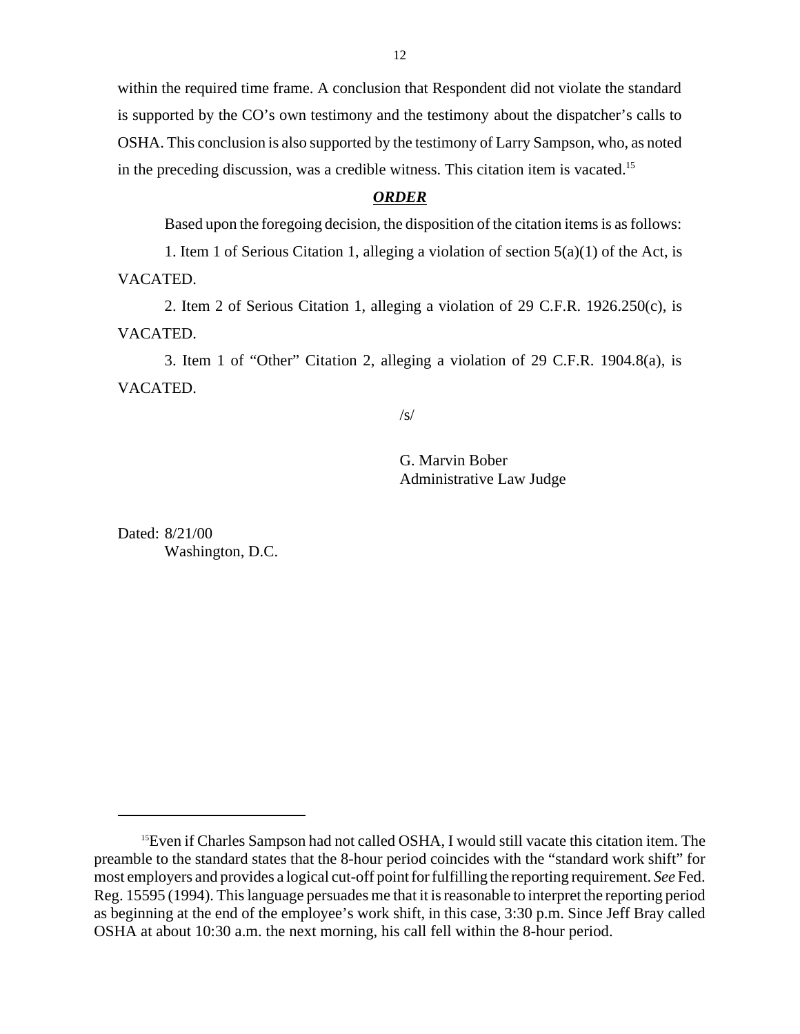within the required time frame. A conclusion that Respondent did not violate the standard is supported by the CO's own testimony and the testimony about the dispatcher's calls to OSHA. This conclusion is also supported by the testimony of Larry Sampson, who, as noted in the preceding discussion, was a credible witness. This citation item is vacated.[15]

***ORDER***

Based upon the foregoing decision, the disposition of the citation items is as follows:

1. Item 1 of Serious Citation 1, alleging a violation of section 5(a)(1) of the Act, is VACATED.

2. Item 2 of Serious Citation 1, alleging a violation of 29 C.F.R. 1926.250(c), is VACATED.

3. Item 1 of "Other" Citation 2, alleging a violation of 29 C.F.R. 1904.8(a), is VACATED.

/s/

G. Marvin Bober
Administrative Law Judge

Dated: 8/21/00
Washington, D.C.

---

[15] Even if Charles Sampson had not called OSHA, I would still vacate this citation item. The preamble to the standard states that the 8-hour period coincides with the "standard work shift" for most employers and provides a logical cut-off point for fulfilling the reporting requirement. *See* Fed. Reg. 15595 (1994). This language persuades me that it is reasonable to interpret the reporting period as beginning at the end of the employee's work shift, in this case, 3:30 p.m. Since Jeff Bray called OSHA at about 10:30 a.m. the next morning, his call fell within the 8-hour period.